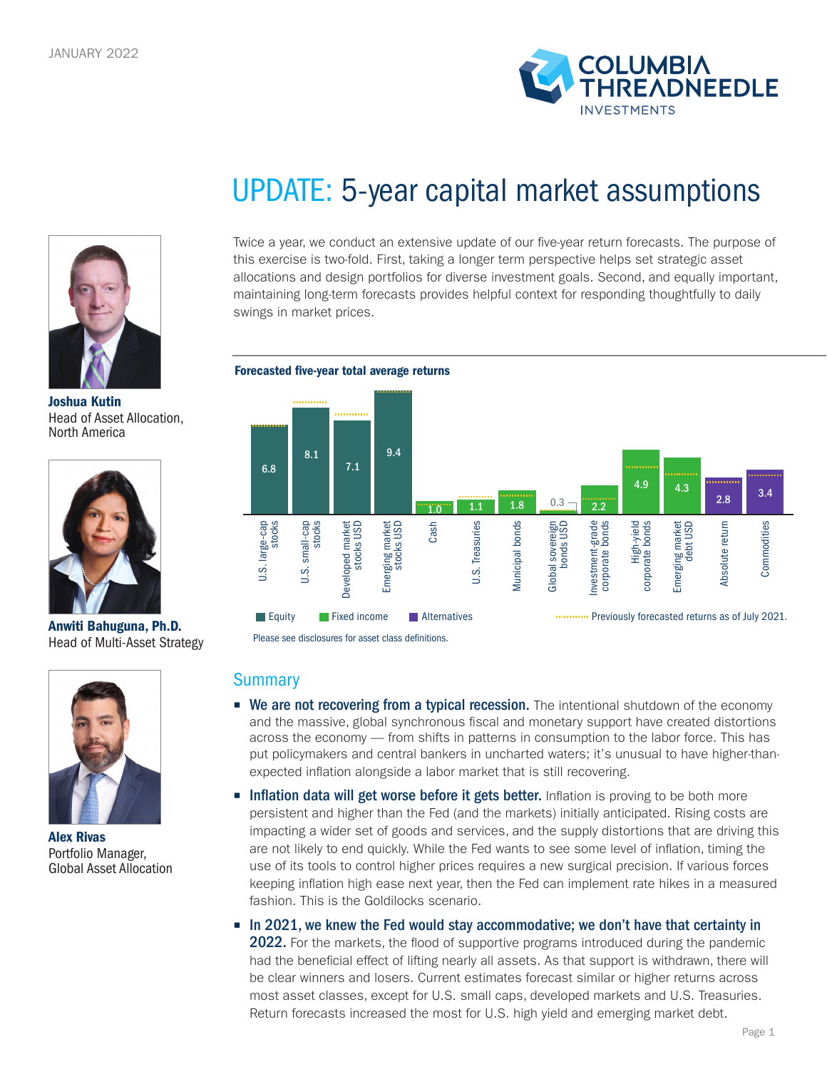JANUARY 2022

# UPDATE: 5-year capital market assumptions

**Joshua Kutin**
Head of Asset Allocation, North America

**Anwiti Bahuguna, Ph.D.**
Head of Multi-Asset Strategy

**Alex Rivas**
Portfolio Manager, Global Asset Allocation

Twice a year, we conduct an extensive update of our five-year return forecasts. The purpose of this exercise is two-fold. First, taking a longer term perspective helps set strategic asset allocations and design portfolios for diverse investment goals. Second, and equally important, maintaining long-term forecasts provides helpful context for responding thoughtfully to daily swings in market prices.

**Forecasted five-year total average returns**

| Asset class | Category | Forecasted return |
|---|---|---|
| U.S. large-cap stocks | Equity | 6.8 |
| U.S. small-cap stocks | Equity | 8.1 |
| Developed market stocks USD | Equity | 7.1 |
| Emerging market stocks USD | Equity | 9.4 |
| Cash | Fixed income | 1.0 |
| U.S. Treasuries | Fixed income | 1.1 |
| Municipal bonds | Fixed income | 1.8 |
| Global sovereign bonds USD | Fixed income | 0.3 |
| Investment-grade corporate bonds | Fixed income | 2.2 |
| High-yield corporate bonds | Fixed income | 4.9 |
| Emerging market debt USD | Fixed income | 4.3 |
| Absolute return | Alternatives | 2.8 |
| Commodities | Alternatives | 3.4 |

Equity | Fixed income | Alternatives | Previously forecasted returns as of July 2021.

Please see disclosures for asset class definitions.

## Summary

- **We are not recovering from a typical recession.** The intentional shutdown of the economy and the massive, global synchronous fiscal and monetary support have created distortions across the economy — from shifts in patterns in consumption to the labor force. This has put policymakers and central bankers in uncharted waters; it's unusual to have higher-than-expected inflation alongside a labor market that is still recovering.
- **Inflation data will get worse before it gets better.** Inflation is proving to be both more persistent and higher than the Fed (and the markets) initially anticipated. Rising costs are impacting a wider set of goods and services, and the supply distortions that are driving this are not likely to end quickly. While the Fed wants to see some level of inflation, timing the use of its tools to control higher prices requires a new surgical precision. If various forces keeping inflation high ease next year, then the Fed can implement rate hikes in a measured fashion. This is the Goldilocks scenario.
- **In 2021, we knew the Fed would stay accommodative; we don't have that certainty in 2022.** For the markets, the flood of supportive programs introduced during the pandemic had the beneficial effect of lifting nearly all assets. As that support is withdrawn, there will be clear winners and losers. Current estimates forecast similar or higher returns across most asset classes, except for U.S. small caps, developed markets and U.S. Treasuries. Return forecasts increased the most for U.S. high yield and emerging market debt.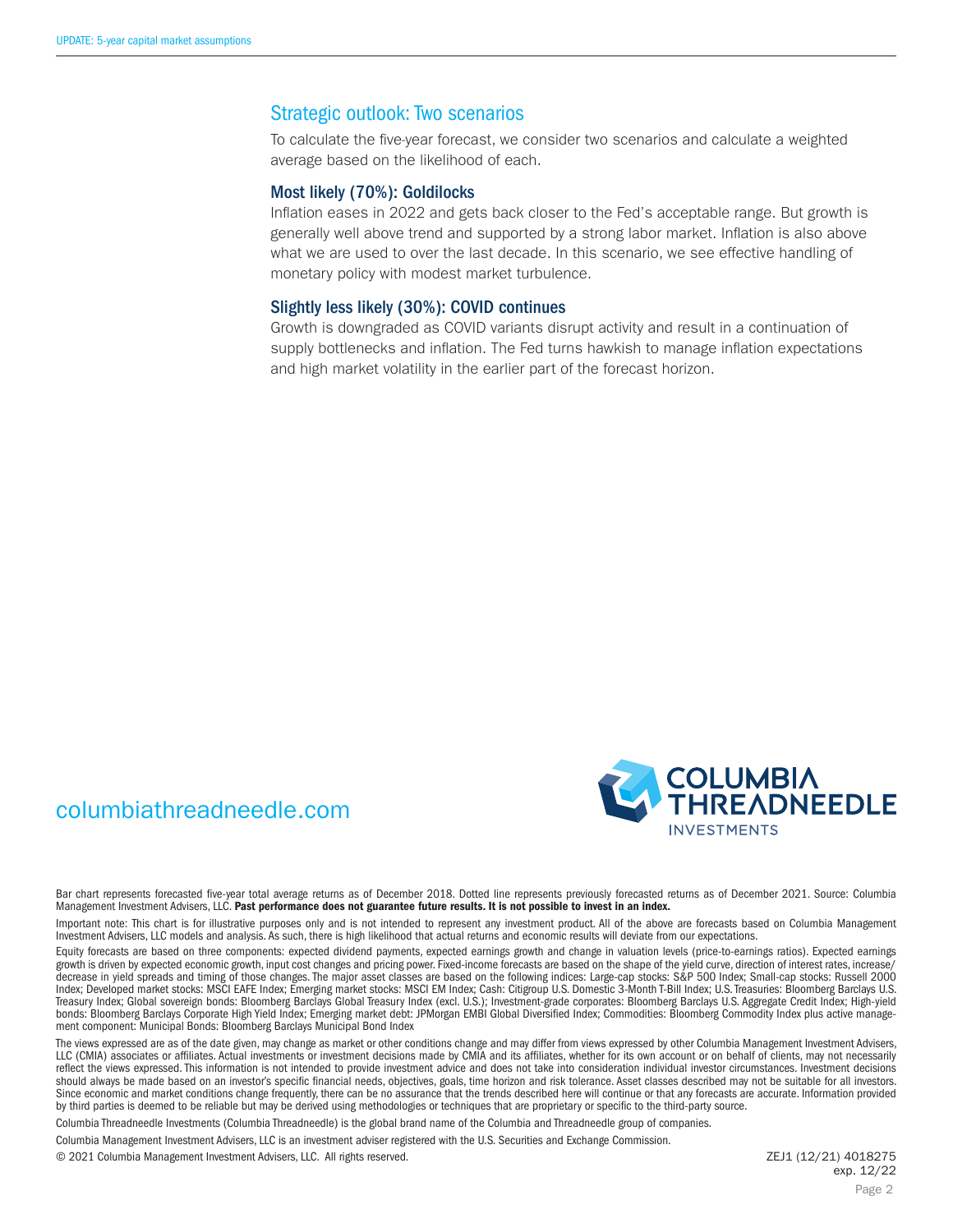## Strategic outlook: Two scenarios

To calculate the five-year forecast, we consider two scenarios and calculate a weighted average based on the likelihood of each.

### Most likely (70%): Goldilocks

Inflation eases in 2022 and gets back closer to the Fed's acceptable range. But growth is generally well above trend and supported by a strong labor market. Inflation is also above what we are used to over the last decade. In this scenario, we see effective handling of monetary policy with modest market turbulence.

### Slightly less likely (30%): COVID continues

Growth is downgraded as COVID variants disrupt activity and result in a continuation of supply bottlenecks and inflation. The Fed turns hawkish to manage inflation expectations and high market volatility in the earlier part of the forecast horizon.

columbiathreadneedle.com

COLUMBIA THREADNEEDLE INVESTMENTS

Bar chart represents forecasted five-year total average returns as of December 2018. Dotted line represents previously forecasted returns as of December 2021. Source: Columbia Management Investment Advisers, LLC. **Past performance does not guarantee future results. It is not possible to invest in an index.**

Important note: This chart is for illustrative purposes only and is not intended to represent any investment product. All of the above are forecasts based on Columbia Management Investment Advisers, LLC models and analysis. As such, there is high likelihood that actual returns and economic results will deviate from our expectations.

Equity forecasts are based on three components: expected dividend payments, expected earnings growth and change in valuation levels (price-to-earnings ratios). Expected earnings growth is driven by expected economic growth, input cost changes and pricing power. Fixed-income forecasts are based on the shape of the yield curve, direction of interest rates, increase/decrease in yield spreads and timing of those changes. The major asset classes are based on the following indices: Large-cap stocks: S&P 500 Index; Small-cap stocks: Russell 2000 Index; Developed market stocks: MSCI EAFE Index; Emerging market stocks: MSCI EM Index; Cash: Citigroup U.S. Domestic 3-Month T-Bill Index; U.S. Treasuries: Bloomberg Barclays U.S. Treasury Index; Global sovereign bonds: Bloomberg Barclays Global Treasury Index (excl. U.S.); Investment-grade corporates: Bloomberg Barclays U.S. Aggregate Credit Index; High-yield bonds: Bloomberg Barclays Corporate High Yield Index; Emerging market debt: JPMorgan EMBI Global Diversified Index; Commodities: Bloomberg Commodity Index plus active management component: Municipal Bonds: Bloomberg Barclays Municipal Bond Index

The views expressed are as of the date given, may change as market or other conditions change and may differ from views expressed by other Columbia Management Investment Advisers, LLC (CMIA) associates or affiliates. Actual investments or investment decisions made by CMIA and its affiliates, whether for its own account or on behalf of clients, may not necessarily reflect the views expressed. This information is not intended to provide investment advice and does not take into consideration individual investor circumstances. Investment decisions should always be made based on an investor's specific financial needs, objectives, goals, time horizon and risk tolerance. Asset classes described may not be suitable for all investors. Since economic and market conditions change frequently, there can be no assurance that the trends described here will continue or that any forecasts are accurate. Information provided by third parties is deemed to be reliable but may be derived using methodologies or techniques that are proprietary or specific to the third-party source.

Columbia Threadneedle Investments (Columbia Threadneedle) is the global brand name of the Columbia and Threadneedle group of companies.

Columbia Management Investment Advisers, LLC is an investment adviser registered with the U.S. Securities and Exchange Commission.

© 2021 Columbia Management Investment Advisers, LLC. All rights reserved.

ZEJ1 (12/21) 4018275
exp. 12/22